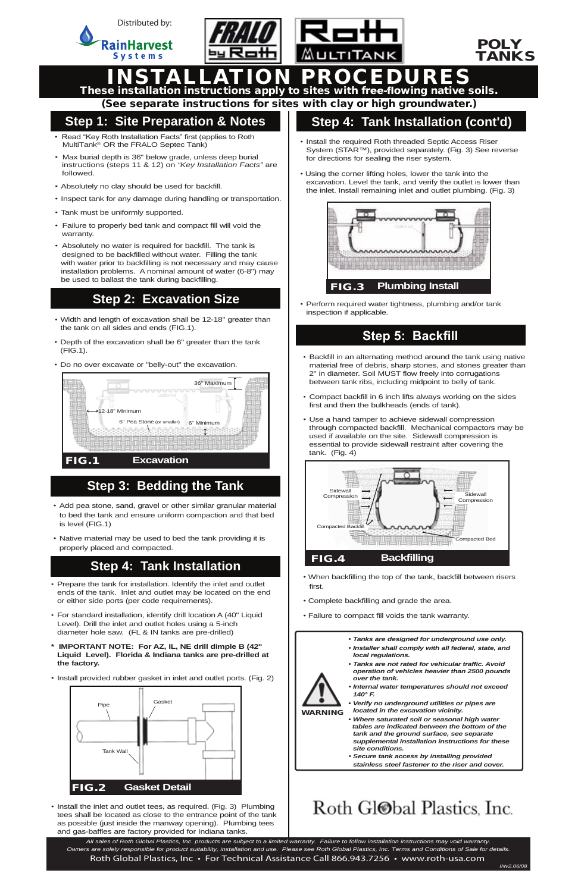Distributed by: RainHarvest Systems

FRALO by Roth | Roth MULTITANK

**POLY TANKS**

# INSTALLATION PROCEDURES

**These installation instructions apply to sites with free-flowing native soils.**

**(See separate instructions for sites with clay or high groundwater.)**

## Step 1: Site Preparation & Notes

- Read "Key Roth Installation Facts" first (applies to Roth MultiTank® OR the FRALO Septec Tank)
- Max burial depth is 36" below grade, unless deep burial instructions (steps 11 & 12) on *"Key Installation Facts"* are followed.
- Absolutely no clay should be used for backfill.
- Inspect tank for any damage during handling or transportation.
- Tank must be uniformly supported.
- Failure to properly bed tank and compact fill will void the warranty.
- Absolutely no water is required for backfill. The tank is designed to be backfilled without water. Filling the tank with water prior to backfilling is not necessary and may cause installation problems. A nominal amount of water (6-8") may be used to ballast the tank during backfilling.

## Step 2: Excavation Size

- Width and length of excavation shall be 12-18" greater than the tank on all sides and ends (FIG.1).
- Depth of the excavation shall be 6" greater than the tank (FIG.1).
- Do no over excavate or "belly-out" the excavation.

36" Maximum | Optional | 12-18" Minimum | 6" Pea Stone (or smaller) | 6" Minimum

**FIG.1 Excavation**

## Step 3: Bedding the Tank

- Add pea stone, sand, gravel or other similar granular material to bed the tank and ensure uniform compaction and that bed is level (FIG.1)
- Native material may be used to bed the tank providing it is properly placed and compacted.

## Step 4: Tank Installation

- Prepare the tank for installation. Identify the inlet and outlet ends of the tank. Inlet and outlet may be located on the end or either side ports (per code requirements).
- For standard installation, identify drill location A (40" Liquid Level). Drill the inlet and outlet holes using a 5-inch diameter hole saw. (FL & IN tanks are pre-drilled)
- **\* IMPORTANT NOTE: For AZ, IL, NE drill dimple B (42" Liquid Level). Florida & Indiana tanks are pre-drilled at the factory.**
- Install provided rubber gasket in inlet and outlet ports. (Fig. 2)

Pipe | Gasket | Tank Wall

**FIG.2 Gasket Detail**

- Install the inlet and outlet tees, as required. (Fig. 3) Plumbing tees shall be located as close to the entrance point of the tank as possible (just inside the manway opening). Plumbing tees and gas-baffles are factory provided for Indiana tanks.

## Step 4: Tank Installation (cont'd)

- Install the required Roth threaded Septic Access Riser System (STAR™), provided separately. (Fig. 3) See reverse for directions for sealing the riser system.
- Using the corner lifting holes, lower the tank into the excavation. Level the tank, and verify the outlet is lower than the inlet. Install remaining inlet and outlet plumbing. (Fig. 3)

Optional

**FIG.3 Plumbing Install**

- Perform required water tightness, plumbing and/or tank inspection if applicable.

## Step 5: Backfill

- Backfill in an alternating method around the tank using native material free of debris, sharp stones, and stones greater than 2" in diameter. Soil MUST flow freely into corrugations between tank ribs, including midpoint to belly of tank.
- Compact backfill in 6 inch lifts always working on the sides first and then the bulkheads (ends of tank).
- Use a hand tamper to achieve sidewall compression through compacted backfill. Mechanical compactors may be used if available on the site. Sidewall compression is essential to provide sidewall restraint after covering the tank. (Fig. 4)

Sidewall Compression | Sidewall Compression | Compacted Backfill | Compacted Bed

**FIG.4 Backfilling**

- When backfilling the top of the tank, backfill between risers first.
- Complete backfilling and grade the area.
- Failure to compact fill voids the tank warranty.

**WARNING**

- ***Tanks are designed for underground use only.***
- ***Installer shall comply with all federal, state, and local regulations.***
- ***Tanks are not rated for vehicular traffic. Avoid operation of vehicles heavier than 2500 pounds over the tank.***
- ***Internal water temperatures should not exceed 140° F.***
- ***Verify no underground utilities or pipes are located in the excavation vicinity.***
- ***Where saturated soil or seasonal high water tables are indicated between the bottom of the tank and the ground surface, see separate supplemental installation instructions for these site conditions.***
- ***Secure tank access by installing provided stainless steel fastener to the riser and cover.***

Roth Global Plastics, Inc.

*All sales of Roth Global Plastics, Inc. products are subject to a limited warranty. Failure to follow installation instructions may void warranty. Owners are solely responsible for product suitability, installation and use. Please see Roth Global Plastics, Inc. Terms and Conditions of Sale for details.*

Roth Global Plastics, Inc • For Technical Assistance Call 866.943.7256 • www.roth-usa.com

*INv2.06/08*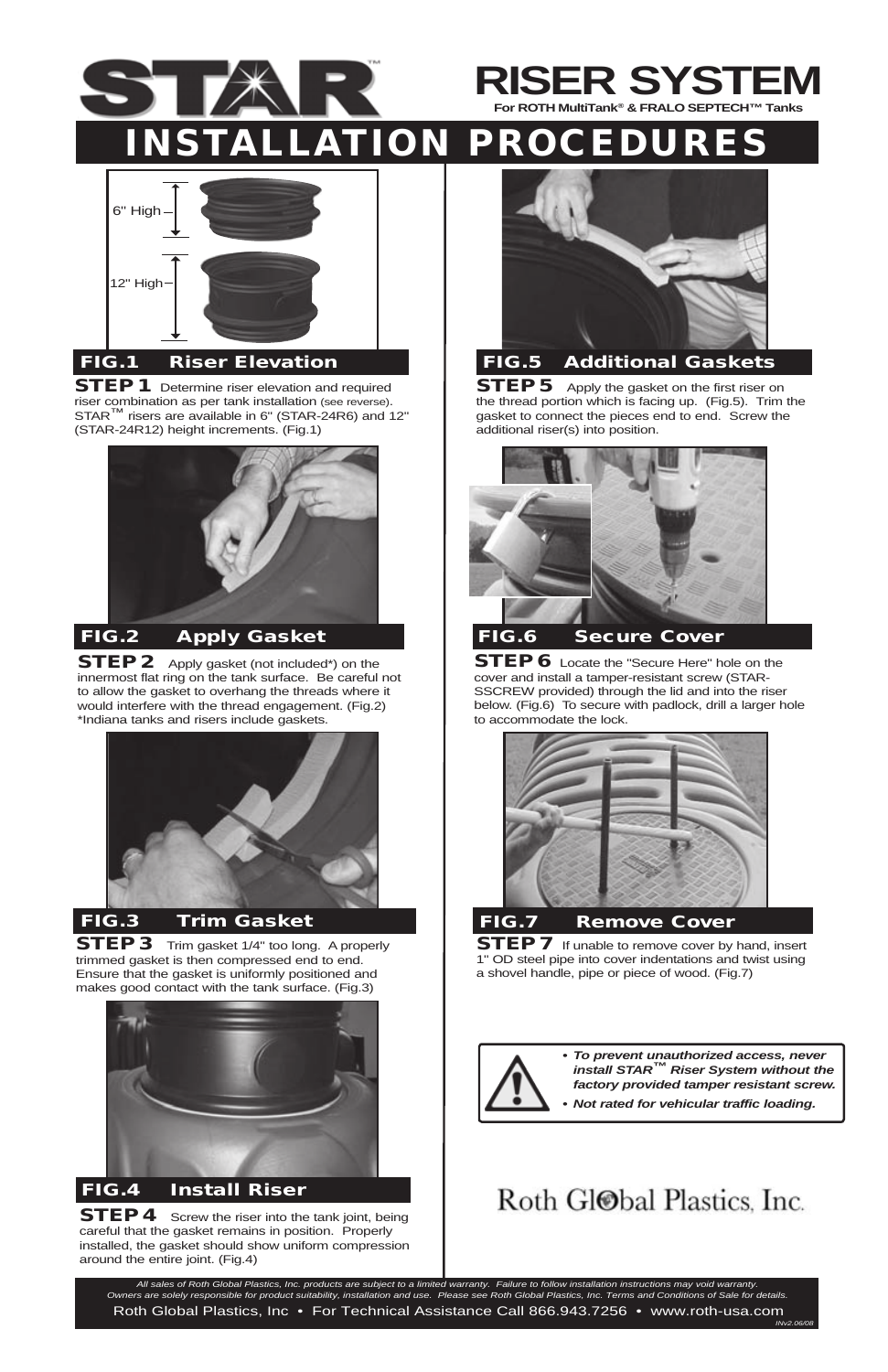# STAR™ RISER SYSTEM

For ROTH MultiTank® & FRALO SEPTECH™ Tanks

# INSTALLATION PROCEDURES

6" High

12" High

## FIG.1 Riser Elevation

**STEP 1** Determine riser elevation and required riser combination as per tank installation (see reverse). STAR™ risers are available in 6" (STAR-24R6) and 12" (STAR-24R12) height increments. (Fig.1)

## FIG.2 Apply Gasket

**STEP 2** Apply gasket (not included*) on the innermost flat ring on the tank surface. Be careful not to allow the gasket to overhang the threads where it would interfere with the thread engagement. (Fig.2)
*Indiana tanks and risers include gaskets.

## FIG.3 Trim Gasket

**STEP 3** Trim gasket 1/4" too long. A properly trimmed gasket is then compressed end to end. Ensure that the gasket is uniformly positioned and makes good contact with the tank surface. (Fig.3)

## FIG.4 Install Riser

**STEP 4** Screw the riser into the tank joint, being careful that the gasket remains in position. Properly installed, the gasket should show uniform compression around the entire joint. (Fig.4)

## FIG.5 Additional Gaskets

**STEP 5** Apply the gasket on the first riser on the thread portion which is facing up. (Fig.5). Trim the gasket to connect the pieces end to end. Screw the additional riser(s) into position.

## FIG.6 Secure Cover

**STEP 6** Locate the "Secure Here" hole on the cover and install a tamper-resistant screw (STAR-SSCREW provided) through the lid and into the riser below. (Fig.6) To secure with padlock, drill a larger hole to accommodate the lock.

## FIG.7 Remove Cover

**STEP 7** If unable to remove cover by hand, insert 1" OD steel pipe into cover indentations and twist using a shovel handle, pipe or piece of wood. (Fig.7)

- ***To prevent unauthorized access, never install STAR™ Riser System without the factory provided tamper resistant screw.***
- ***Not rated for vehicular traffic loading.***

Roth Global Plastics, Inc.

*All sales of Roth Global Plastics, Inc. products are subject to a limited warranty. Failure to follow installation instructions may void warranty. Owners are solely responsible for product suitability, installation and use. Please see Roth Global Plastics, Inc. Terms and Conditions of Sale for details.*

Roth Global Plastics, Inc • For Technical Assistance Call 866.943.7256 • www.roth-usa.com

INv2.06/08